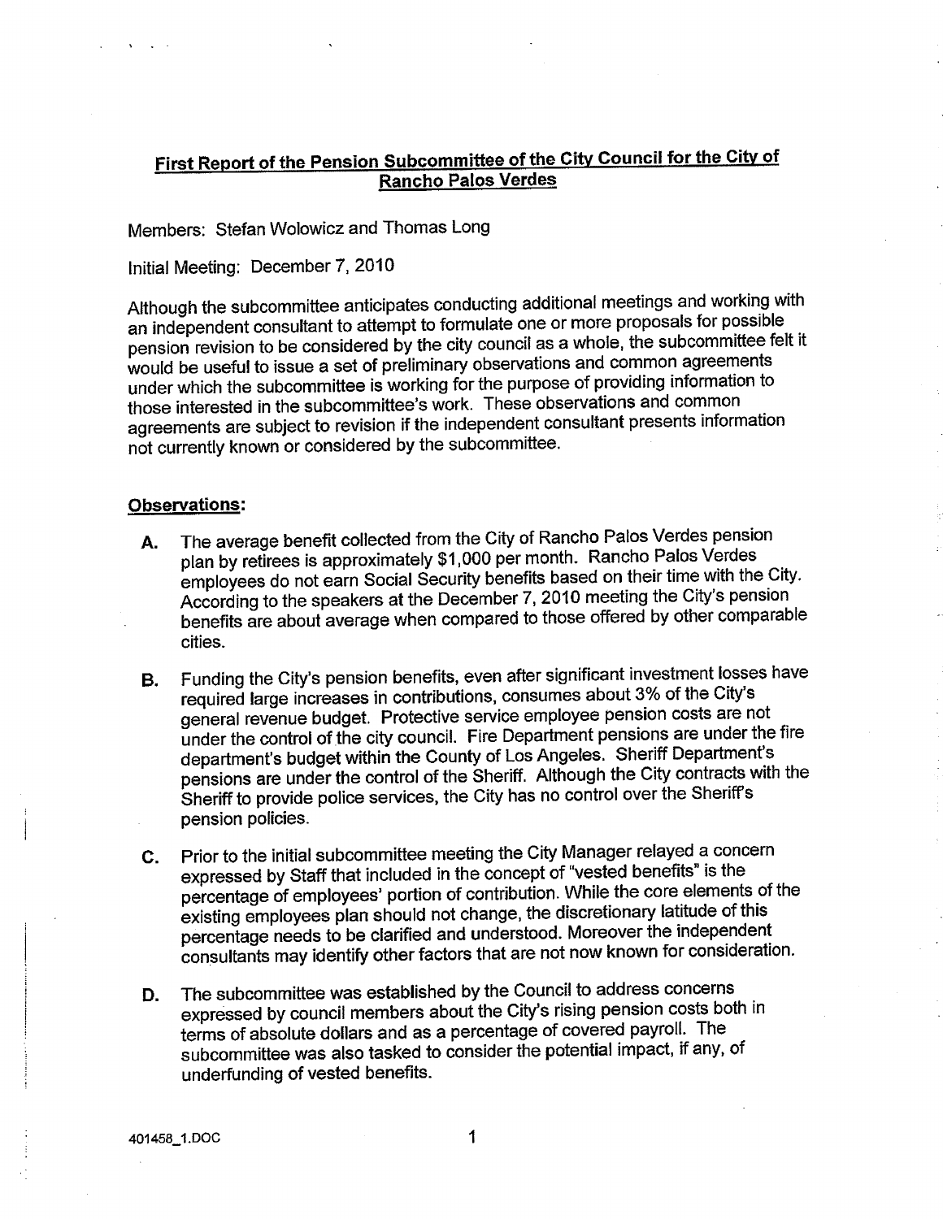# First Report of the Pension Subcommittee of the City Council for the City of Rancho Palos Verdes

Members: Stefan Wolowicz and Thomas Long

Initial Meeting: December 7, 2010

Although the subcommittee anticipates conducting additional meetings and working with an independent consultant to attempt to formulate one or more proposals for possible pension revision to be considered by the city council as a whole, the subcommittee felt it would be useful to issue a set of preliminary observations and common agreements under which the subcommittee is working for the purpose of providing information to those interested in the subcommittee's work. These observations and common agreements are subject to revision if the independent consultant presents information not currently known or considered by the subcommittee.

## Observations:

**A.** The average benefit collected from the City of Rancho Palos Verdes pension plan by retirees is approximately $1,000 per month. Rancho Palos Verdes employees do not earn Social Security benefits based on their time with the City. According to the speakers at the December 7, 2010 meeting the City's pension benefits are about average when compared to those offered by other comparable cities.

**B.** Funding the City's pension benefits, even after significant investment losses have required large increases in contributions, consumes about 3% of the City's general revenue budget. Protective service employee pension costs are not under the control of the city council. Fire Department pensions are under the fire department's budget within the County of Los Angeles. Sheriff Department's pensions are under the control of the Sheriff. Although the City contracts with the Sheriff to provide police services, the City has no control over the Sheriff's pension policies.

**C.** Prior to the initial subcommittee meeting the City Manager relayed a concern expressed by Staff that included in the concept of "vested benefits" is the percentage of employees' portion of contribution. While the core elements of the existing employees plan should not change, the discretionary latitude of this percentage needs to be clarified and understood. Moreover the independent consultants may identify other factors that are not now known for consideration.

**D.** The subcommittee was established by the Council to address concerns expressed by council members about the City's rising pension costs both in terms of absolute dollars and as a percentage of covered payroll. The subcommittee was also tasked to consider the potential impact, if any, of underfunding of vested benefits.

401458_1.DOC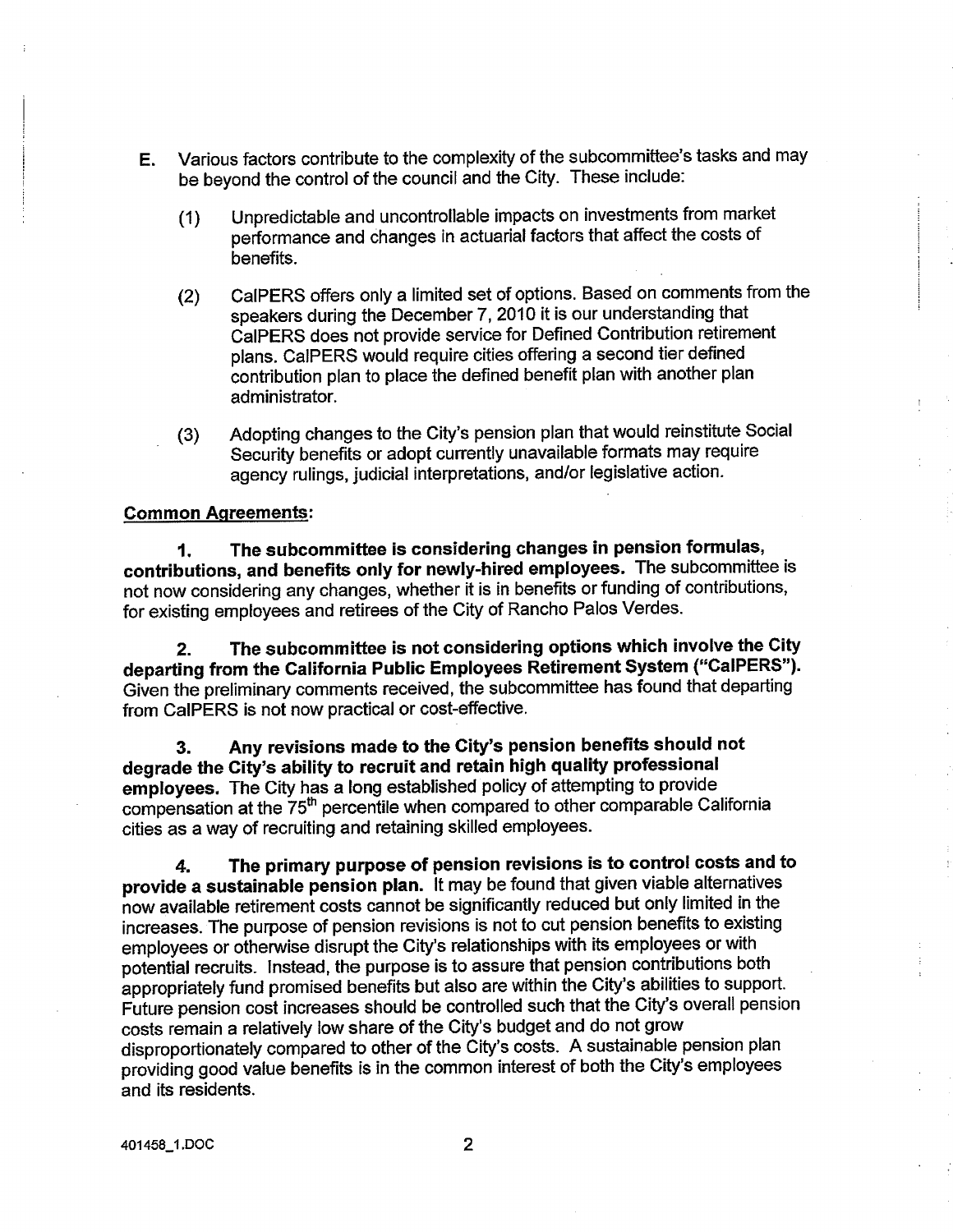E. Various factors contribute to the complexity of the subcommittee's tasks and may be beyond the control of the council and the City. These include:

    (1) Unpredictable and uncontrollable impacts on investments from market performance and changes in actuarial factors that affect the costs of benefits.

    (2) CalPERS offers only a limited set of options. Based on comments from the speakers during the December 7, 2010 it is our understanding that CalPERS does not provide service for Defined Contribution retirement plans. CalPERS would require cities offering a second tier defined contribution plan to place the defined benefit plan with another plan administrator.

    (3) Adopting changes to the City's pension plan that would reinstitute Social Security benefits or adopt currently unavailable formats may require agency rulings, judicial interpretations, and/or legislative action.

**Common Agreements:**

**1. The subcommittee is considering changes in pension formulas, contributions, and benefits only for newly-hired employees.** The subcommittee is not now considering any changes, whether it is in benefits or funding of contributions, for existing employees and retirees of the City of Rancho Palos Verdes.

**2. The subcommittee is not considering options which involve the City departing from the California Public Employees Retirement System ("CalPERS").** Given the preliminary comments received, the subcommittee has found that departing from CalPERS is not now practical or cost-effective.

**3. Any revisions made to the City's pension benefits should not degrade the City's ability to recruit and retain high quality professional employees.** The City has a long established policy of attempting to provide compensation at the 75th percentile when compared to other comparable California cities as a way of recruiting and retaining skilled employees.

**4. The primary purpose of pension revisions is to control costs and to provide a sustainable pension plan.** It may be found that given viable alternatives now available retirement costs cannot be significantly reduced but only limited in the increases. The purpose of pension revisions is not to cut pension benefits to existing employees or otherwise disrupt the City's relationships with its employees or with potential recruits. Instead, the purpose is to assure that pension contributions both appropriately fund promised benefits but also are within the City's abilities to support. Future pension cost increases should be controlled such that the City's overall pension costs remain a relatively low share of the City's budget and do not grow disproportionately compared to other of the City's costs. A sustainable pension plan providing good value benefits is in the common interest of both the City's employees and its residents.

401458_1.DOC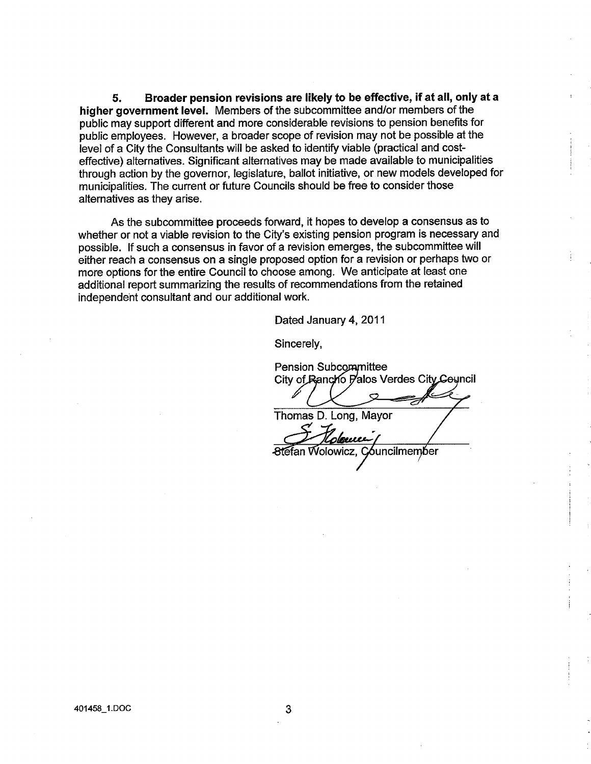5. **Broader pension revisions are likely to be effective, if at all, only at a higher government level.** Members of the subcommittee and/or members of the public may support different and more considerable revisions to pension benefits for public employees. However, a broader scope of revision may not be possible at the level of a City the Consultants will be asked to identify viable (practical and cost-effective) alternatives. Significant alternatives may be made available to municipalities through action by the governor, legislature, ballot initiative, or new models developed for municipalities. The current or future Councils should be free to consider those alternatives as they arise.

As the subcommittee proceeds forward, it hopes to develop a consensus as to whether or not a viable revision to the City's existing pension program is necessary and possible. If such a consensus in favor of a revision emerges, the subcommittee will either reach a consensus on a single proposed option for a revision or perhaps two or more options for the entire Council to choose among. We anticipate at least one additional report summarizing the results of recommendations from the retained independent consultant and our additional work.

Dated January 4, 2011

Sincerely,

Pension Subcommittee
City of Rancho Palos Verdes City Council

Thomas D. Long, Mayor

Stefan Wolowicz, Councilmember

401458_1.DOC